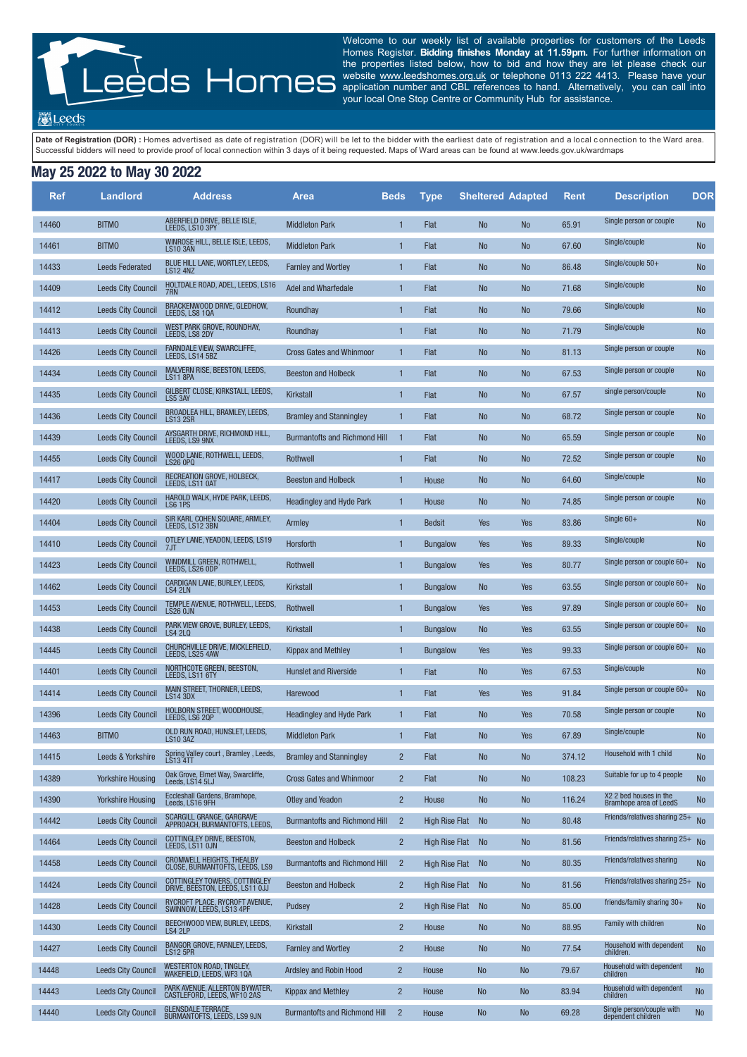# Leeds Homes

Welcome to our weekly list of available properties for customers of the Leeds Homes Register. **Bidding finishes Monday at 11.59pm.** For further information on the properties listed below, how to bid and how they are let please check our website www.leedshomes.org.uk or telephone 0113 222 4413. Please have your application number and CBL references to hand. Alternatively, you can call into your local One Stop Centre or Community Hub for assistance.

**Date of Registration (DOR) :** Homes advertised as date of registration (DOR) will be let to the bidder with the earliest date of registration and a local connection to the Ward area. Successful bidders will need to provide proof of local connection within 3 days of it being requested. Maps of Ward areas can be found at www.leeds.gov.uk/wardmaps

## May 25 2022 to May 30 2022

| Ref | Landlord | Address | Area | Beds | Type | Sheltered | Adapted | Rent | Description | DOR |
|---|---|---|---|---|---|---|---|---|---|---|
| 14460 | BITMO | ABERFIELD DRIVE, BELLE ISLE, LEEDS, LS10 3PY | Middleton Park | 1 | Flat | No | No | 65.91 | Single person or couple | No |
| 14461 | BITMO | WINROSE HILL, BELLE ISLE, LEEDS, LS10 3AN | Middleton Park | 1 | Flat | No | No | 67.60 | Single/couple | No |
| 14433 | Leeds Federated | BLUE HILL LANE, WORTLEY, LEEDS, LS12 4NZ | Farnley and Wortley | 1 | Flat | No | No | 86.48 | Single/couple 50+ | No |
| 14409 | Leeds City Council | HOLTDALE ROAD, ADEL, LEEDS, LS16 7RN | Adel and Wharfedale | 1 | Flat | No | No | 71.68 | Single/couple | No |
| 14412 | Leeds City Council | BRACKENWOOD DRIVE, GLEDHOW, LEEDS, LS8 1QA | Roundhay | 1 | Flat | No | No | 79.66 | Single/couple | No |
| 14413 | Leeds City Council | WEST PARK GROVE, ROUNDHAY, LEEDS, LS8 2DY | Roundhay | 1 | Flat | No | No | 71.79 | Single/couple | No |
| 14426 | Leeds City Council | FARNDALE VIEW, SWARCLIFFE, LEEDS, LS14 5BZ | Cross Gates and Whinmoor | 1 | Flat | No | No | 81.13 | Single person or couple | No |
| 14434 | Leeds City Council | MALVERN RISE, BEESTON, LEEDS, LS11 8PA | Beeston and Holbeck | 1 | Flat | No | No | 67.53 | Single person or couple | No |
| 14435 | Leeds City Council | GILBERT CLOSE, KIRKSTALL, LEEDS, LS5 3AY | Kirkstall | 1 | Flat | No | No | 67.57 | single person/couple | No |
| 14436 | Leeds City Council | BROADLEA HILL, BRAMLEY, LEEDS, LS13 2SR | Bramley and Stanningley | 1 | Flat | No | No | 68.72 | Single person or couple | No |
| 14439 | Leeds City Council | AYSGARTH DRIVE, RICHMOND HILL, LEEDS, LS9 9NX | Burmantofts and Richmond Hill | 1 | Flat | No | No | 65.59 | Single person or couple | No |
| 14455 | Leeds City Council | WOOD LANE, ROTHWELL, LEEDS, LS26 0PQ | Rothwell | 1 | Flat | No | No | 72.52 | Single person or couple | No |
| 14417 | Leeds City Council | RECREATION GROVE, HOLBECK, LEEDS, LS11 0AT | Beeston and Holbeck | 1 | House | No | No | 64.60 | Single/couple | No |
| 14420 | Leeds City Council | HAROLD WALK, HYDE PARK, LEEDS, LS6 1PS | Headingley and Hyde Park | 1 | House | No | No | 74.85 | Single person or couple | No |
| 14404 | Leeds City Council | SIR KARL COHEN SQUARE, ARMLEY, LEEDS, LS12 3BN | Armley | 1 | Bedsit | Yes | Yes | 83.86 | Single 60+ | No |
| 14410 | Leeds City Council | OTLEY LANE, YEADON, LEEDS, LS19 7JT | Horsforth | 1 | Bungalow | Yes | Yes | 89.33 | Single/couple | No |
| 14423 | Leeds City Council | WINDMILL GREEN, ROTHWELL, LEEDS, LS26 0DP | Rothwell | 1 | Bungalow | Yes | Yes | 80.77 | Single person or couple 60+ | No |
| 14462 | Leeds City Council | CARDIGAN LANE, BURLEY, LEEDS, LS4 2LN | Kirkstall | 1 | Bungalow | No | Yes | 63.55 | Single person or couple 60+ | No |
| 14453 | Leeds City Council | TEMPLE AVENUE, ROTHWELL, LEEDS, LS26 0JN | Rothwell | 1 | Bungalow | Yes | Yes | 97.89 | Single person or couple 60+ | No |
| 14438 | Leeds City Council | PARK VIEW GROVE, BURLEY, LEEDS, LS4 2LQ | Kirkstall | 1 | Bungalow | No | Yes | 63.55 | Single person or couple 60+ | No |
| 14445 | Leeds City Council | CHURCHVILLE DRIVE, MICKLEFIELD, LEEDS, LS25 4AW | Kippax and Methley | 1 | Bungalow | Yes | Yes | 99.33 | Single person or couple 60+ | No |
| 14401 | Leeds City Council | NORTHCOTE GREEN, BEESTON, LEEDS, LS11 6TY | Hunslet and Riverside | 1 | Flat | No | Yes | 67.53 | Single/couple | No |
| 14414 | Leeds City Council | MAIN STREET, THORNER, LEEDS, LS14 3DX | Harewood | 1 | Flat | Yes | Yes | 91.84 | Single person or couple 60+ | No |
| 14396 | Leeds City Council | HOLBORN STREET, WOODHOUSE, LEEDS, LS6 2QP | Headingley and Hyde Park | 1 | Flat | No | Yes | 70.58 | Single person or couple | No |
| 14463 | BITMO | OLD RUN ROAD, HUNSLET, LEEDS, LS10 3AZ | Middleton Park | 1 | Flat | No | Yes | 67.89 | Single/couple | No |
| 14415 | Leeds & Yorkshire | Spring Valley court , Bramley , Leeds, LS13 4TT | Bramley and Stanningley | 2 | Flat | No | No | 374.12 | Household with 1 child | No |
| 14389 | Yorkshire Housing | Oak Grove, Elmet Way, Swarcliffe, Leeds, LS14 5LJ | Cross Gates and Whinmoor | 2 | Flat | No | No | 108.23 | Suitable for up to 4 people | No |
| 14390 | Yorkshire Housing | Eccleshall Gardens, Bramhope, Leeds, LS16 9FH | Otley and Yeadon | 2 | House | No | No | 116.24 | X2 2 bed houses in the Bramhope area of LeedS | No |
| 14442 | Leeds City Council | SCARGILL GRANGE, GARGRAVE APPROACH, BURMANTOFTS, LEEDS, | Burmantofts and Richmond Hill | 2 | High Rise Flat | No | No | 80.48 | Friends/relatives sharing 25+ | No |
| 14464 | Leeds City Council | COTTINGLEY DRIVE, BEESTON, LEEDS, LS11 0JN | Beeston and Holbeck | 2 | High Rise Flat | No | No | 81.56 | Friends/relatives sharing 25+ | No |
| 14458 | Leeds City Council | CROMWELL HEIGHTS, THEALBY CLOSE, BURMANTOFTS, LEEDS, LS9 | Burmantofts and Richmond Hill | 2 | High Rise Flat | No | No | 80.35 | Friends/relatives sharing | No |
| 14424 | Leeds City Council | COTTINGLEY TOWERS, COTTINGLEY DRIVE, BEESTON, LEEDS, LS11 0JJ | Beeston and Holbeck | 2 | High Rise Flat | No | No | 81.56 | Friends/relatives sharing 25+ | No |
| 14428 | Leeds City Council | RYCROFT PLACE, RYCROFT AVENUE, SWINNOW, LEEDS, LS13 4PF | Pudsey | 2 | High Rise Flat | No | No | 85.00 | friends/family sharing 30+ | No |
| 14430 | Leeds City Council | BEECHWOOD VIEW, BURLEY, LEEDS, LS4 2LP | Kirkstall | 2 | House | No | No | 88.95 | Family with children | No |
| 14427 | Leeds City Council | BANGOR GROVE, FARNLEY, LEEDS, LS12 5PR | Farnley and Wortley | 2 | House | No | No | 77.54 | Household with dependent children. | No |
| 14448 | Leeds City Council | WESTERTON ROAD, TINGLEY, WAKEFIELD, LEEDS, WF3 1QA | Ardsley and Robin Hood | 2 | House | No | No | 79.67 | Household with dependent children | No |
| 14443 | Leeds City Council | PARK AVENUE, ALLERTON BYWATER, CASTLEFORD, LEEDS, WF10 2AS | Kippax and Methley | 2 | House | No | No | 83.94 | Household with dependent children | No |
| 14440 | Leeds City Council | GLENSDALE TERRACE, BURMANTOFTS, LEEDS, LS9 9JN | Burmantofts and Richmond Hill | 2 | House | No | No | 69.28 | Single person/couple with dependent children | No |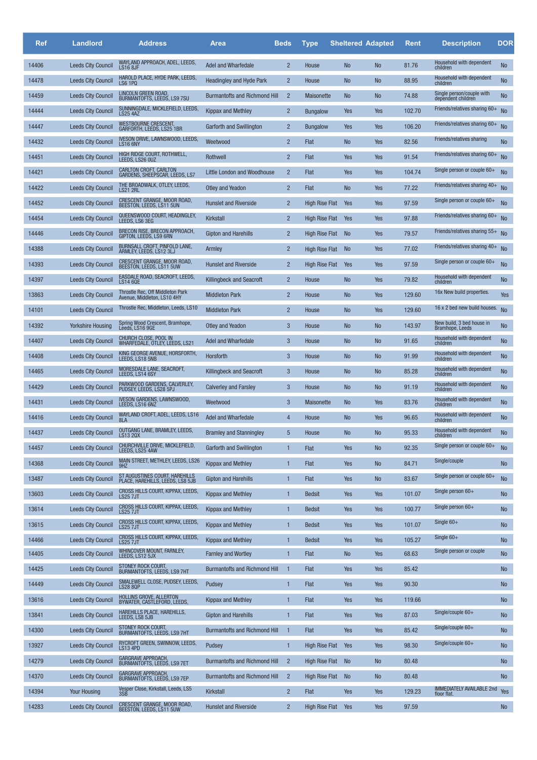| Ref | Landlord | Address | Area | Beds | Type | Sheltered | Adapted | Rent | Description | DOR |
|---|---|---|---|---|---|---|---|---|---|---|
| 14406 | Leeds City Council | WAYLAND APPROACH, ADEL, LEEDS, LS16 8JF | Adel and Wharfedale | 2 | House | No | No | 81.76 | Household with dependent children | No |
| 14478 | Leeds City Council | HAROLD PLACE, HYDE PARK, LEEDS, LS6 1PQ | Headingley and Hyde Park | 2 | House | No | No | 88.95 | Household with dependent children | No |
| 14459 | Leeds City Council | LINCOLN GREEN ROAD, BURMANTOFTS, LEEDS, LS9 7SU | Burmantofts and Richmond Hill | 2 | Maisonette | No | No | 74.88 | Single person/couple with dependent children | No |
| 14444 | Leeds City Council | SUNNINGDALE, MICKLEFIELD, LEEDS, LS25 4AZ | Kippax and Methley | 2 | Bungalow | Yes | Yes | 102.70 | Friends/relatives sharing 60+ | No |
| 14447 | Leeds City Council | WESTBOURNE CRESCENT, GARFORTH, LEEDS, LS25 1BR | Garforth and Swillington | 2 | Bungalow | Yes | Yes | 106.20 | Friends/relatives sharing 60+ | No |
| 14432 | Leeds City Council | IVESON DRIVE, LAWNSWOOD, LEEDS, LS16 6NY | Weetwood | 2 | Flat | No | Yes | 82.56 | Friends/relatives sharing | No |
| 14451 | Leeds City Council | HIGH RIDGE COURT, ROTHWELL, LEEDS, LS26 0UZ | Rothwell | 2 | Flat | Yes | Yes | 91.54 | Friends/relatives sharing 60+ | No |
| 14421 | Leeds City Council | CARLTON CROFT, CARLTON GARDENS, SHEEPSCAR, LEEDS, LS7 | Little London and Woodhouse | 2 | Flat | Yes | Yes | 104.74 | Single person or couple 60+ | No |
| 14422 | Leeds City Council | THE BROADWALK, OTLEY, LEEDS, LS21 2RL | Otley and Yeadon | 2 | Flat | No | Yes | 77.22 | Friends/relatives sharing 40+ | No |
| 14452 | Leeds City Council | CRESCENT GRANGE, MOOR ROAD, BEESTON, LEEDS, LS11 5UN | Hunslet and Riverside | 2 | High Rise Flat | Yes | Yes | 97.59 | Single person or couple 60+ | No |
| 14454 | Leeds City Council | QUEENSWOOD COURT, HEADINGLEY, LEEDS, LS6 3EG | Kirkstall | 2 | High Rise Flat | Yes | Yes | 97.88 | Friends/relatives sharing 60+ | No |
| 14446 | Leeds City Council | BRECON RISE, BRECON APPROACH, GIPTON, LEEDS, LS9 6RN | Gipton and Harehills | 2 | High Rise Flat | No | Yes | 79.57 | Friends/relatives sharing 55+ | No |
| 14388 | Leeds City Council | BURNSALL CROFT, PINFOLD LANE, ARMLEY, LEEDS, LS12 3LJ | Armley | 2 | High Rise Flat | No | Yes | 77.02 | Friends/relatives sharing 40+ | No |
| 14393 | Leeds City Council | CRESCENT GRANGE, MOOR ROAD, BEESTON, LEEDS, LS11 5UW | Hunslet and Riverside | 2 | High Rise Flat | Yes | Yes | 97.59 | Single person or couple 60+ | No |
| 14397 | Leeds City Council | EASDALE ROAD, SEACROFT, LEEDS, LS14 6QE | Killingbeck and Seacroft | 2 | House | No | Yes | 79.82 | Household with dependent children | No |
| 13863 | Leeds City Council | Throstle Rec, Off Middleton Park Avenue, Middleton, LS10 4HY | Middleton Park | 2 | House | No | Yes | 129.60 | 16x New build properties. | Yes |
| 14101 | Leeds City Council | Throstle Rec, Middleton, Leeds, LS10 | Middleton Park | 2 | House | No | Yes | 129.60 | 16 x 2 bed new build houses. | No |
| 14392 | Yorkshire Housing | Spring Wood Crescent, Bramhope, Leeds, LS16 9GE | Otley and Yeadon | 3 | House | No | No | 143.97 | New build, 3 bed house in Bramhope, Leeds | No |
| 14407 | Leeds City Council | CHURCH CLOSE, POOL IN WHARFEDALE, OTLEY, LEEDS, LS21 | Adel and Wharfedale | 3 | House | No | No | 91.65 | Household with dependent children | No |
| 14408 | Leeds City Council | KING GEORGE AVENUE, HORSFORTH, LEEDS, LS18 5NB | Horsforth | 3 | House | No | No | 91.99 | Household with dependent children | No |
| 14465 | Leeds City Council | MORESDALE LANE, SEACROFT, LEEDS, LS14 6SY | Killingbeck and Seacroft | 3 | House | No | No | 85.28 | Household with dependent children | No |
| 14429 | Leeds City Council | PARKWOOD GARDENS, CALVERLEY, PUDSEY, LEEDS, LS28 5PJ | Calverley and Farsley | 3 | House | No | No | 91.19 | Household with dependent children | No |
| 14431 | Leeds City Council | IVESON GARDENS, LAWNSWOOD, LEEDS, LS16 6NZ | Weetwood | 3 | Maisonette | No | Yes | 83.76 | Household with dependent children | No |
| 14416 | Leeds City Council | WAYLAND CROFT, ADEL, LEEDS, LS16 8LA | Adel and Wharfedale | 4 | House | No | Yes | 96.65 | Household with dependent children | No |
| 14437 | Leeds City Council | OUTGANG LANE, BRAMLEY, LEEDS, LS13 2QX | Bramley and Stanningley | 5 | House | No | No | 95.33 | Household with dependent children | No |
| 14457 | Leeds City Council | CHURCHVILLE DRIVE, MICKLEFIELD, LEEDS, LS25 4AW | Garforth and Swillington | 1 | Flat | Yes | No | 92.35 | Single person or couple 60+ | No |
| 14368 | Leeds City Council | MAIN STREET, METHLEY, LEEDS, LS26 9HZ | Kippax and Methley | 1 | Flat | Yes | No | 84.71 | Single/couple | No |
| 13487 | Leeds City Council | ST AUGUSTINES COURT, HAREHILLS PLACE, HAREHILLS, LEEDS, LS8 5JB | Gipton and Harehills | 1 | Flat | Yes | No | 83.67 | Single person or couple 60+ | No |
| 13603 | Leeds City Council | CROSS HILLS COURT, KIPPAX, LEEDS, LS25 7JT | Kippax and Methley | 1 | Bedsit | Yes | Yes | 101.07 | Single person 60+ | No |
| 13614 | Leeds City Council | CROSS HILLS COURT, KIPPAX, LEEDS, LS25 7JT | Kippax and Methley | 1 | Bedsit | Yes | Yes | 100.77 | Single person 60+ | No |
| 13615 | Leeds City Council | CROSS HILLS COURT, KIPPAX, LEEDS, LS25 7JT | Kippax and Methley | 1 | Bedsit | Yes | Yes | 101.07 | Single 60+ | No |
| 14466 | Leeds City Council | CROSS HILLS COURT, KIPPAX, LEEDS, LS25 7JT | Kippax and Methley | 1 | Bedsit | Yes | Yes | 105.27 | Single 60+ | No |
| 14405 | Leeds City Council | WHINCOVER MOUNT, FARNLEY, LEEDS, LS12 5JX | Farnley and Wortley | 1 | Flat | No | Yes | 68.63 | Single person or couple | No |
| 14425 | Leeds City Council | STONEY ROCK COURT, BURMANTOFTS, LEEDS, LS9 7HT | Burmantofts and Richmond Hill | 1 | Flat | Yes | Yes | 85.42 | | No |
| 14449 | Leeds City Council | SMALEWELL CLOSE, PUDSEY, LEEDS, LS28 8QP | Pudsey | 1 | Flat | Yes | Yes | 90.30 | | No |
| 13616 | Leeds City Council | HOLLINS GROVE, ALLERTON BYWATER, CASTLEFORD, LEEDS, | Kippax and Methley | 1 | Flat | Yes | Yes | 119.66 | | No |
| 13841 | Leeds City Council | HAREHILLS PLACE, HAREHILLS, LEEDS, LS8 5JB | Gipton and Harehills | 1 | Flat | Yes | Yes | 87.03 | Single/couple 60+ | No |
| 14300 | Leeds City Council | STONEY ROCK COURT, BURMANTOFTS, LEEDS, LS9 7HT | Burmantofts and Richmond Hill | 1 | Flat | Yes | Yes | 85.42 | Single/couple 60+ | No |
| 13927 | Leeds City Council | RYCROFT GREEN, SWINNOW, LEEDS, LS13 4PD | Pudsey | 1 | High Rise Flat | Yes | Yes | 98.30 | Single/couple 60+ | No |
| 14279 | Leeds City Council | GARGRAVE APPROACH, BURMANTOFTS, LEEDS, LS9 7ET | Burmantofts and Richmond Hill | 2 | High Rise Flat | No | No | 80.48 | | No |
| 14370 | Leeds City Council | GARGRAVE APPROACH, BURMANTOFTS, LEEDS, LS9 7EP | Burmantofts and Richmond Hill | 2 | High Rise Flat | No | No | 80.48 | | No |
| 14394 | Your Housing | Vesper Close, Kirkstall, Leeds, LS5 3SB | Kirkstall | 2 | Flat | Yes | Yes | 129.23 | IMMEDIATELY AVAILABLE 2nd floor flat. | Yes |
| 14283 | Leeds City Council | CRESCENT GRANGE, MOOR ROAD, BEESTON, LEEDS, LS11 5UW | Hunslet and Riverside | 2 | High Rise Flat | Yes | Yes | 97.59 | | No |